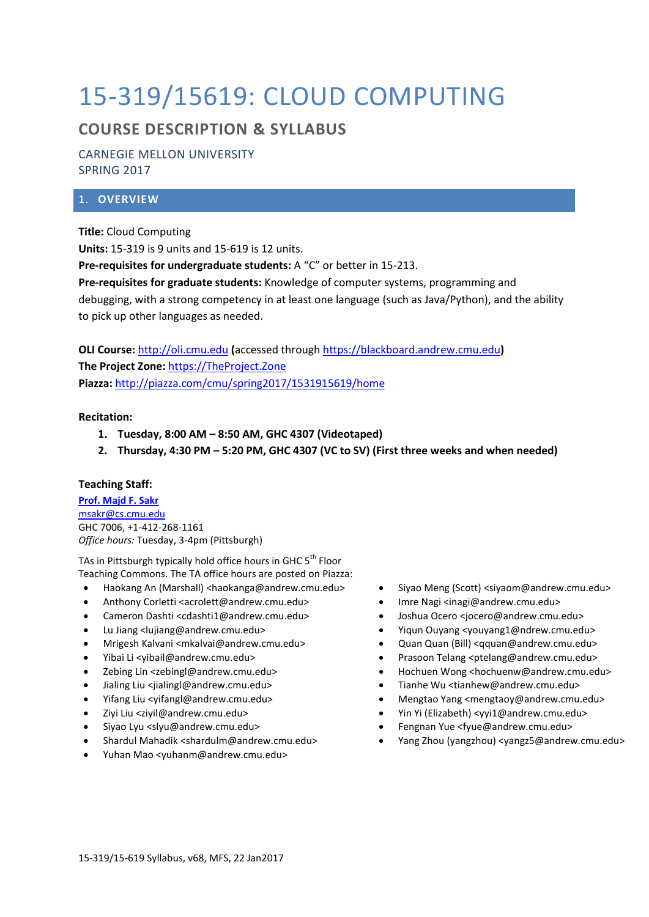# 15-319/15619: CLOUD COMPUTING

## COURSE DESCRIPTION & SYLLABUS

CARNEGIE MELLON UNIVERSITY
SPRING 2017

## 1. OVERVIEW

**Title:** Cloud Computing
**Units:** 15-319 is 9 units and 15-619 is 12 units.
**Pre-requisites for undergraduate students:** A "C" or better in 15-213.
**Pre-requisites for graduate students:** Knowledge of computer systems, programming and debugging, with a strong competency in at least one language (such as Java/Python), and the ability to pick up other languages as needed.

**OLI Course:** [http://oli.cmu.edu](http://oli.cmu.edu) **(**accessed through [https://blackboard.andrew.cmu.edu](https://blackboard.andrew.cmu.edu)**)**
**The Project Zone:** [https://TheProject.Zone](https://TheProject.Zone)
**Piazza:** [http://piazza.com/cmu/spring2017/1531915619/home](http://piazza.com/cmu/spring2017/1531915619/home)

**Recitation:**

1. **Tuesday, 8:00 AM – 8:50 AM, GHC 4307 (Videotaped)**
2. **Thursday, 4:30 PM – 5:20 PM, GHC 4307 (VC to SV) (First three weeks and when needed)**

**Teaching Staff:**

**Prof. Majd F. Sakr**
msakr@cs.cmu.edu
GHC 7006, +1-412-268-1161
*Office hours:* Tuesday, 3-4pm (Pittsburgh)

TAs in Pittsburgh typically hold office hours in GHC 5th Floor Teaching Commons. The TA office hours are posted on Piazza:

- Haokang An (Marshall) <haokanga@andrew.cmu.edu>
- Anthony Corletti <acrolett@andrew.cmu.edu>
- Cameron Dashti <cdashti1@andrew.cmu.edu>
- Lu Jiang <lujiang@andrew.cmu.edu>
- Mrigesh Kalvani <mkalvai@andrew.cmu.edu>
- Yibai Li <yibail@andrew.cmu.edu>
- Zebing Lin <zebingl@andrew.cmu.edu>
- Jialing Liu <jialingl@andrew.cmu.edu>
- Yifang Liu <yifangl@andrew.cmu.edu>
- Ziyi Liu <ziyil@andrew.cmu.edu>
- Siyao Lyu <slyu@andrew.cmu.edu>
- Shardul Mahadik <shardulm@andrew.cmu.edu>
- Yuhan Mao <yuhanm@andrew.cmu.edu>
- Siyao Meng (Scott) <siyaom@andrew.cmu.edu>
- Imre Nagi <inagi@andrew.cmu.edu>
- Joshua Ocero <jocero@andrew.cmu.edu>
- Yiqun Ouyang <youyang1@ndrew.cmu.edu>
- Quan Quan (Bill) <qquan@andrew.cmu.edu>
- Prasoon Telang <ptelang@andrew.cmu.edu>
- Hochuen Wong <hochuenw@andrew.cmu.edu>
- Tianhe Wu <tianhew@andrew.cmu.edu>
- Mengtao Yang <mengtaoy@andrew.cmu.edu>
- Yin Yi (Elizabeth) <yyi1@andrew.cmu.edu>
- Fengnan Yue <fyue@andrew.cmu.edu>
- Yang Zhou (yangzhou) <yangz5@andrew.cmu.edu>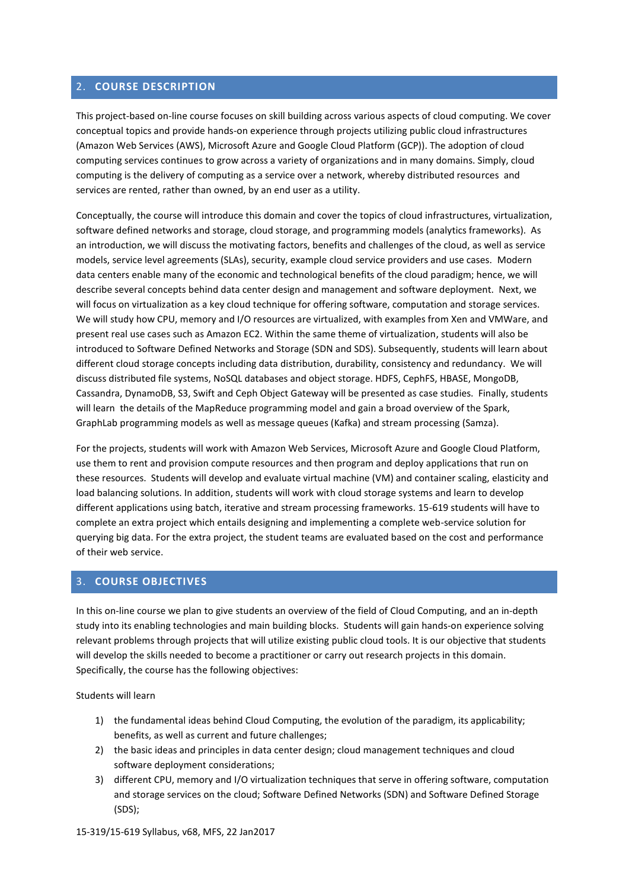## 2. COURSE DESCRIPTION

This project-based on-line course focuses on skill building across various aspects of cloud computing. We cover conceptual topics and provide hands-on experience through projects utilizing public cloud infrastructures (Amazon Web Services (AWS), Microsoft Azure and Google Cloud Platform (GCP)). The adoption of cloud computing services continues to grow across a variety of organizations and in many domains. Simply, cloud computing is the delivery of computing as a service over a network, whereby distributed resources and services are rented, rather than owned, by an end user as a utility.

Conceptually, the course will introduce this domain and cover the topics of cloud infrastructures, virtualization, software defined networks and storage, cloud storage, and programming models (analytics frameworks). As an introduction, we will discuss the motivating factors, benefits and challenges of the cloud, as well as service models, service level agreements (SLAs), security, example cloud service providers and use cases. Modern data centers enable many of the economic and technological benefits of the cloud paradigm; hence, we will describe several concepts behind data center design and management and software deployment. Next, we will focus on virtualization as a key cloud technique for offering software, computation and storage services. We will study how CPU, memory and I/O resources are virtualized, with examples from Xen and VMWare, and present real use cases such as Amazon EC2. Within the same theme of virtualization, students will also be introduced to Software Defined Networks and Storage (SDN and SDS). Subsequently, students will learn about different cloud storage concepts including data distribution, durability, consistency and redundancy. We will discuss distributed file systems, NoSQL databases and object storage. HDFS, CephFS, HBASE, MongoDB, Cassandra, DynamoDB, S3, Swift and Ceph Object Gateway will be presented as case studies. Finally, students will learn the details of the MapReduce programming model and gain a broad overview of the Spark, GraphLab programming models as well as message queues (Kafka) and stream processing (Samza).

For the projects, students will work with Amazon Web Services, Microsoft Azure and Google Cloud Platform, use them to rent and provision compute resources and then program and deploy applications that run on these resources. Students will develop and evaluate virtual machine (VM) and container scaling, elasticity and load balancing solutions. In addition, students will work with cloud storage systems and learn to develop different applications using batch, iterative and stream processing frameworks. 15-619 students will have to complete an extra project which entails designing and implementing a complete web-service solution for querying big data. For the extra project, the student teams are evaluated based on the cost and performance of their web service.

## 3. COURSE OBJECTIVES

In this on-line course we plan to give students an overview of the field of Cloud Computing, and an in-depth study into its enabling technologies and main building blocks. Students will gain hands-on experience solving relevant problems through projects that will utilize existing public cloud tools. It is our objective that students will develop the skills needed to become a practitioner or carry out research projects in this domain. Specifically, the course has the following objectives:

Students will learn

1) the fundamental ideas behind Cloud Computing, the evolution of the paradigm, its applicability; benefits, as well as current and future challenges;
2) the basic ideas and principles in data center design; cloud management techniques and cloud software deployment considerations;
3) different CPU, memory and I/O virtualization techniques that serve in offering software, computation and storage services on the cloud; Software Defined Networks (SDN) and Software Defined Storage (SDS);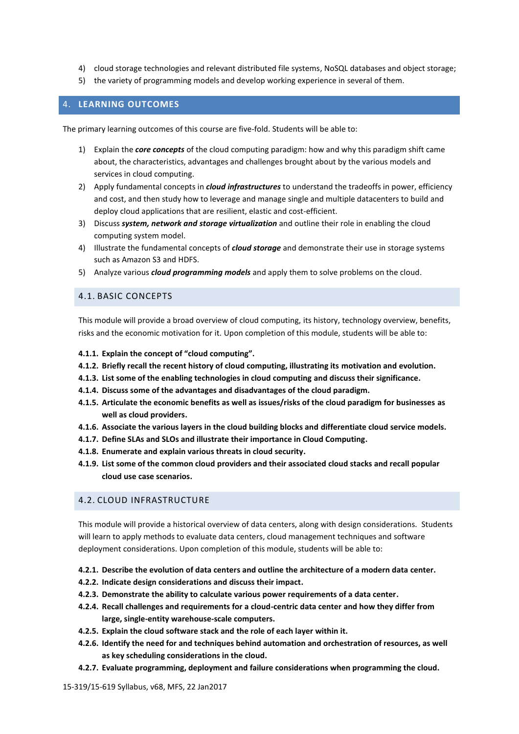4) cloud storage technologies and relevant distributed file systems, NoSQL databases and object storage;
5) the variety of programming models and develop working experience in several of them.

## 4. LEARNING OUTCOMES

The primary learning outcomes of this course are five-fold. Students will be able to:

1) Explain the ***core concepts*** of the cloud computing paradigm: how and why this paradigm shift came about, the characteristics, advantages and challenges brought about by the various models and services in cloud computing.
2) Apply fundamental concepts in ***cloud infrastructures*** to understand the tradeoffs in power, efficiency and cost, and then study how to leverage and manage single and multiple datacenters to build and deploy cloud applications that are resilient, elastic and cost-efficient.
3) Discuss ***system, network and storage virtualization*** and outline their role in enabling the cloud computing system model.
4) Illustrate the fundamental concepts of ***cloud storage*** and demonstrate their use in storage systems such as Amazon S3 and HDFS.
5) Analyze various ***cloud programming models*** and apply them to solve problems on the cloud.

### 4.1. BASIC CONCEPTS

This module will provide a broad overview of cloud computing, its history, technology overview, benefits, risks and the economic motivation for it. Upon completion of this module, students will be able to:

**4.1.1. Explain the concept of "cloud computing".**
**4.1.2. Briefly recall the recent history of cloud computing, illustrating its motivation and evolution.**
**4.1.3. List some of the enabling technologies in cloud computing and discuss their significance.**
**4.1.4. Discuss some of the advantages and disadvantages of the cloud paradigm.**
**4.1.5. Articulate the economic benefits as well as issues/risks of the cloud paradigm for businesses as well as cloud providers.**
**4.1.6. Associate the various layers in the cloud building blocks and differentiate cloud service models.**
**4.1.7. Define SLAs and SLOs and illustrate their importance in Cloud Computing.**
**4.1.8. Enumerate and explain various threats in cloud security.**
**4.1.9. List some of the common cloud providers and their associated cloud stacks and recall popular cloud use case scenarios.**

### 4.2. CLOUD INFRASTRUCTURE

This module will provide a historical overview of data centers, along with design considerations. Students will learn to apply methods to evaluate data centers, cloud management techniques and software deployment considerations. Upon completion of this module, students will be able to:

**4.2.1. Describe the evolution of data centers and outline the architecture of a modern data center.**
**4.2.2. Indicate design considerations and discuss their impact.**
**4.2.3. Demonstrate the ability to calculate various power requirements of a data center.**
**4.2.4. Recall challenges and requirements for a cloud-centric data center and how they differ from large, single-entity warehouse-scale computers.**
**4.2.5. Explain the cloud software stack and the role of each layer within it.**
**4.2.6. Identify the need for and techniques behind automation and orchestration of resources, as well as key scheduling considerations in the cloud.**
**4.2.7. Evaluate programming, deployment and failure considerations when programming the cloud.**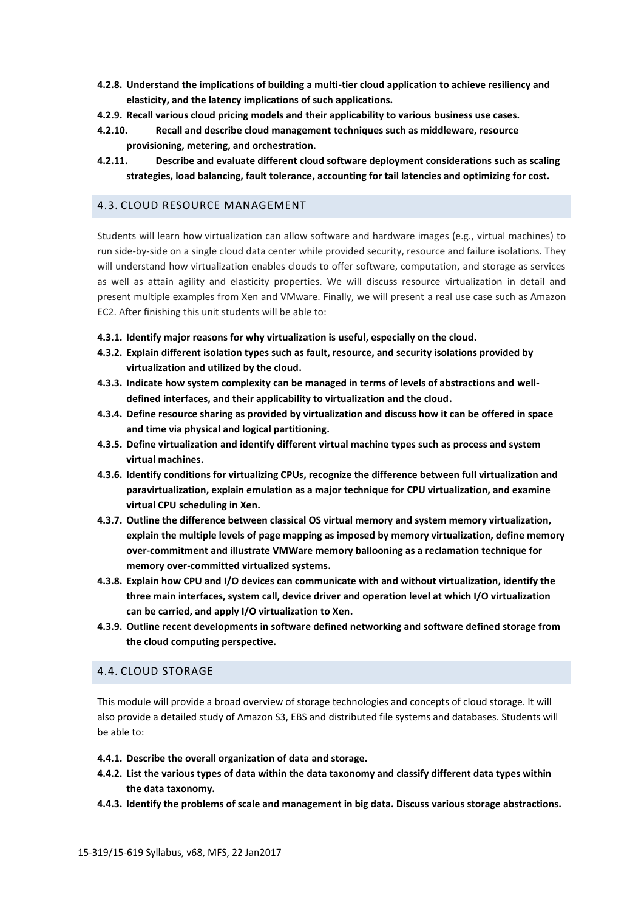**4.2.8. Understand the implications of building a multi-tier cloud application to achieve resiliency and elasticity, and the latency implications of such applications.**

**4.2.9. Recall various cloud pricing models and their applicability to various business use cases.**

**4.2.10. Recall and describe cloud management techniques such as middleware, resource provisioning, metering, and orchestration.**

**4.2.11. Describe and evaluate different cloud software deployment considerations such as scaling strategies, load balancing, fault tolerance, accounting for tail latencies and optimizing for cost.**

## 4.3. CLOUD RESOURCE MANAGEMENT

Students will learn how virtualization can allow software and hardware images (e.g., virtual machines) to run side-by-side on a single cloud data center while provided security, resource and failure isolations. They will understand how virtualization enables clouds to offer software, computation, and storage as services as well as attain agility and elasticity properties. We will discuss resource virtualization in detail and present multiple examples from Xen and VMware. Finally, we will present a real use case such as Amazon EC2. After finishing this unit students will be able to:

**4.3.1. Identify major reasons for why virtualization is useful, especially on the cloud.**

**4.3.2. Explain different isolation types such as fault, resource, and security isolations provided by virtualization and utilized by the cloud.**

**4.3.3. Indicate how system complexity can be managed in terms of levels of abstractions and well-defined interfaces, and their applicability to virtualization and the cloud.**

**4.3.4. Define resource sharing as provided by virtualization and discuss how it can be offered in space and time via physical and logical partitioning.**

**4.3.5. Define virtualization and identify different virtual machine types such as process and system virtual machines.**

**4.3.6. Identify conditions for virtualizing CPUs, recognize the difference between full virtualization and paravirtualization, explain emulation as a major technique for CPU virtualization, and examine virtual CPU scheduling in Xen.**

**4.3.7. Outline the difference between classical OS virtual memory and system memory virtualization, explain the multiple levels of page mapping as imposed by memory virtualization, define memory over-commitment and illustrate VMWare memory ballooning as a reclamation technique for memory over-committed virtualized systems.**

**4.3.8. Explain how CPU and I/O devices can communicate with and without virtualization, identify the three main interfaces, system call, device driver and operation level at which I/O virtualization can be carried, and apply I/O virtualization to Xen.**

**4.3.9. Outline recent developments in software defined networking and software defined storage from the cloud computing perspective.**

## 4.4. CLOUD STORAGE

This module will provide a broad overview of storage technologies and concepts of cloud storage. It will also provide a detailed study of Amazon S3, EBS and distributed file systems and databases. Students will be able to:

**4.4.1. Describe the overall organization of data and storage.**

**4.4.2. List the various types of data within the data taxonomy and classify different data types within the data taxonomy.**

**4.4.3. Identify the problems of scale and management in big data. Discuss various storage abstractions.**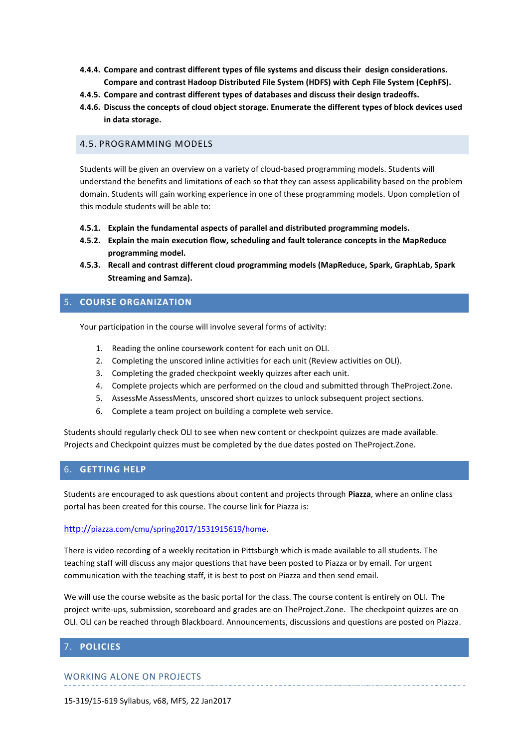**4.4.4. Compare and contrast different types of file systems and discuss their design considerations. Compare and contrast Hadoop Distributed File System (HDFS) with Ceph File System (CephFS).**

**4.4.5. Compare and contrast different types of databases and discuss their design tradeoffs.**

**4.4.6. Discuss the concepts of cloud object storage. Enumerate the different types of block devices used in data storage.**

### 4.5. PROGRAMMING MODELS

Students will be given an overview on a variety of cloud-based programming models. Students will understand the benefits and limitations of each so that they can assess applicability based on the problem domain. Students will gain working experience in one of these programming models. Upon completion of this module students will be able to:

**4.5.1. Explain the fundamental aspects of parallel and distributed programming models.**

**4.5.2. Explain the main execution flow, scheduling and fault tolerance concepts in the MapReduce programming model.**

**4.5.3. Recall and contrast different cloud programming models (MapReduce, Spark, GraphLab, Spark Streaming and Samza).**

## 5. COURSE ORGANIZATION

Your participation in the course will involve several forms of activity:

1. Reading the online coursework content for each unit on OLI.
2. Completing the unscored inline activities for each unit (Review activities on OLI).
3. Completing the graded checkpoint weekly quizzes after each unit.
4. Complete projects which are performed on the cloud and submitted through TheProject.Zone.
5. AssessMe AssessMents, unscored short quizzes to unlock subsequent project sections.
6. Complete a team project on building a complete web service.

Students should regularly check OLI to see when new content or checkpoint quizzes are made available. Projects and Checkpoint quizzes must be completed by the due dates posted on TheProject.Zone.

## 6. GETTING HELP

Students are encouraged to ask questions about content and projects through **Piazza**, where an online class portal has been created for this course. The course link for Piazza is:

http://piazza.com/cmu/spring2017/1531915619/home.

There is video recording of a weekly recitation in Pittsburgh which is made available to all students. The teaching staff will discuss any major questions that have been posted to Piazza or by email. For urgent communication with the teaching staff, it is best to post on Piazza and then send email.

We will use the course website as the basic portal for the class. The course content is entirely on OLI. The project write-ups, submission, scoreboard and grades are on TheProject.Zone. The checkpoint quizzes are on OLI. OLI can be reached through Blackboard. Announcements, discussions and questions are posted on Piazza.

## 7. POLICIES

### WORKING ALONE ON PROJECTS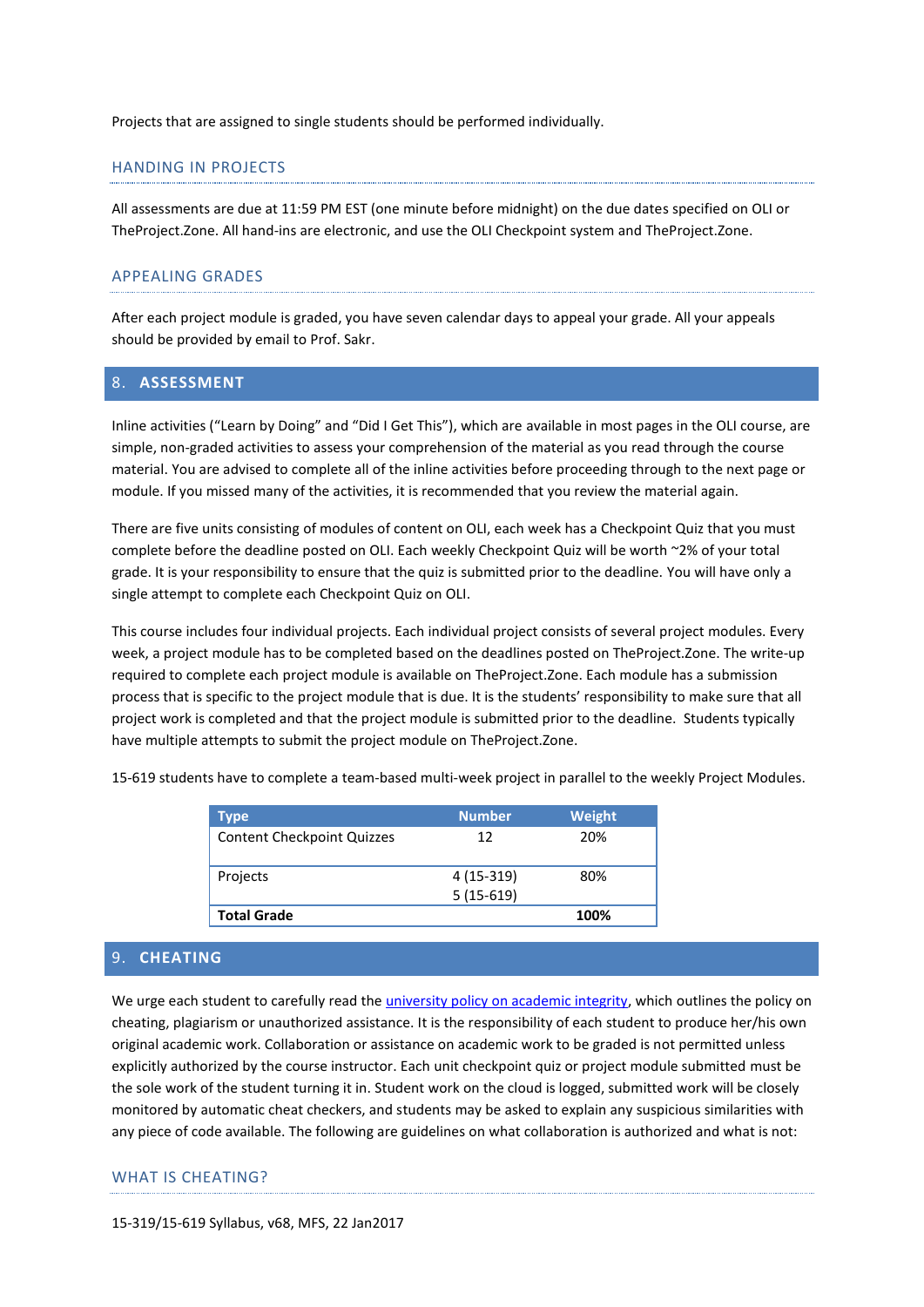Projects that are assigned to single students should be performed individually.

### HANDING IN PROJECTS

All assessments are due at 11:59 PM EST (one minute before midnight) on the due dates specified on OLI or TheProject.Zone. All hand-ins are electronic, and use the OLI Checkpoint system and TheProject.Zone.

### APPEALING GRADES

After each project module is graded, you have seven calendar days to appeal your grade. All your appeals should be provided by email to Prof. Sakr.

## 8. ASSESSMENT

Inline activities ("Learn by Doing" and "Did I Get This"), which are available in most pages in the OLI course, are simple, non-graded activities to assess your comprehension of the material as you read through the course material. You are advised to complete all of the inline activities before proceeding through to the next page or module. If you missed many of the activities, it is recommended that you review the material again.

There are five units consisting of modules of content on OLI, each week has a Checkpoint Quiz that you must complete before the deadline posted on OLI. Each weekly Checkpoint Quiz will be worth ~2% of your total grade. It is your responsibility to ensure that the quiz is submitted prior to the deadline. You will have only a single attempt to complete each Checkpoint Quiz on OLI.

This course includes four individual projects. Each individual project consists of several project modules. Every week, a project module has to be completed based on the deadlines posted on TheProject.Zone. The write-up required to complete each project module is available on TheProject.Zone. Each module has a submission process that is specific to the project module that is due. It is the students' responsibility to make sure that all project work is completed and that the project module is submitted prior to the deadline. Students typically have multiple attempts to submit the project module on TheProject.Zone.

15-619 students have to complete a team-based multi-week project in parallel to the weekly Project Modules.

| Type | Number | Weight |
|---|---|---|
| Content Checkpoint Quizzes | 12 | 20% |
| Projects | 4 (15-319)<br>5 (15-619) | 80% |
| **Total Grade** | | **100%** |

## 9. CHEATING

We urge each student to carefully read the university policy on academic integrity, which outlines the policy on cheating, plagiarism or unauthorized assistance. It is the responsibility of each student to produce her/his own original academic work. Collaboration or assistance on academic work to be graded is not permitted unless explicitly authorized by the course instructor. Each unit checkpoint quiz or project module submitted must be the sole work of the student turning it in. Student work on the cloud is logged, submitted work will be closely monitored by automatic cheat checkers, and students may be asked to explain any suspicious similarities with any piece of code available. The following are guidelines on what collaboration is authorized and what is not:

### WHAT IS CHEATING?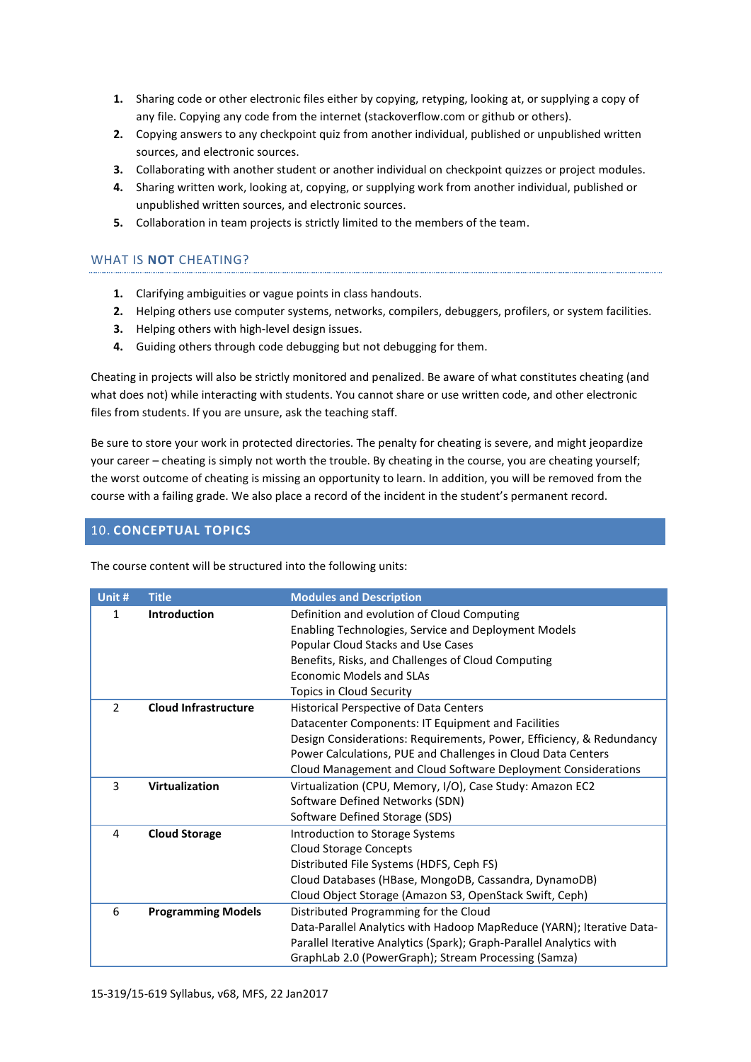1. Sharing code or other electronic files either by copying, retyping, looking at, or supplying a copy of any file. Copying any code from the internet (stackoverflow.com or github or others).
2. Copying answers to any checkpoint quiz from another individual, published or unpublished written sources, and electronic sources.
3. Collaborating with another student or another individual on checkpoint quizzes or project modules.
4. Sharing written work, looking at, copying, or supplying work from another individual, published or unpublished written sources, and electronic sources.
5. Collaboration in team projects is strictly limited to the members of the team.

### WHAT IS **NOT** CHEATING?

1. Clarifying ambiguities or vague points in class handouts.
2. Helping others use computer systems, networks, compilers, debuggers, profilers, or system facilities.
3. Helping others with high-level design issues.
4. Guiding others through code debugging but not debugging for them.

Cheating in projects will also be strictly monitored and penalized. Be aware of what constitutes cheating (and what does not) while interacting with students. You cannot share or use written code, and other electronic files from students. If you are unsure, ask the teaching staff.

Be sure to store your work in protected directories. The penalty for cheating is severe, and might jeopardize your career – cheating is simply not worth the trouble. By cheating in the course, you are cheating yourself; the worst outcome of cheating is missing an opportunity to learn. In addition, you will be removed from the course with a failing grade. We also place a record of the incident in the student's permanent record.

## 10. CONCEPTUAL TOPICS

The course content will be structured into the following units:

| Unit # | Title | Modules and Description |
|---|---|---|
| 1 | **Introduction** | Definition and evolution of Cloud Computing<br>Enabling Technologies, Service and Deployment Models<br>Popular Cloud Stacks and Use Cases<br>Benefits, Risks, and Challenges of Cloud Computing<br>Economic Models and SLAs<br>Topics in Cloud Security |
| 2 | **Cloud Infrastructure** | Historical Perspective of Data Centers<br>Datacenter Components: IT Equipment and Facilities<br>Design Considerations: Requirements, Power, Efficiency, & Redundancy<br>Power Calculations, PUE and Challenges in Cloud Data Centers<br>Cloud Management and Cloud Software Deployment Considerations |
| 3 | **Virtualization** | Virtualization (CPU, Memory, I/O), Case Study: Amazon EC2<br>Software Defined Networks (SDN)<br>Software Defined Storage (SDS) |
| 4 | **Cloud Storage** | Introduction to Storage Systems<br>Cloud Storage Concepts<br>Distributed File Systems (HDFS, Ceph FS)<br>Cloud Databases (HBase, MongoDB, Cassandra, DynamoDB)<br>Cloud Object Storage (Amazon S3, OpenStack Swift, Ceph) |
| 6 | **Programming Models** | Distributed Programming for the Cloud<br>Data-Parallel Analytics with Hadoop MapReduce (YARN); Iterative Data-Parallel Iterative Analytics (Spark); Graph-Parallel Analytics with GraphLab 2.0 (PowerGraph); Stream Processing (Samza) |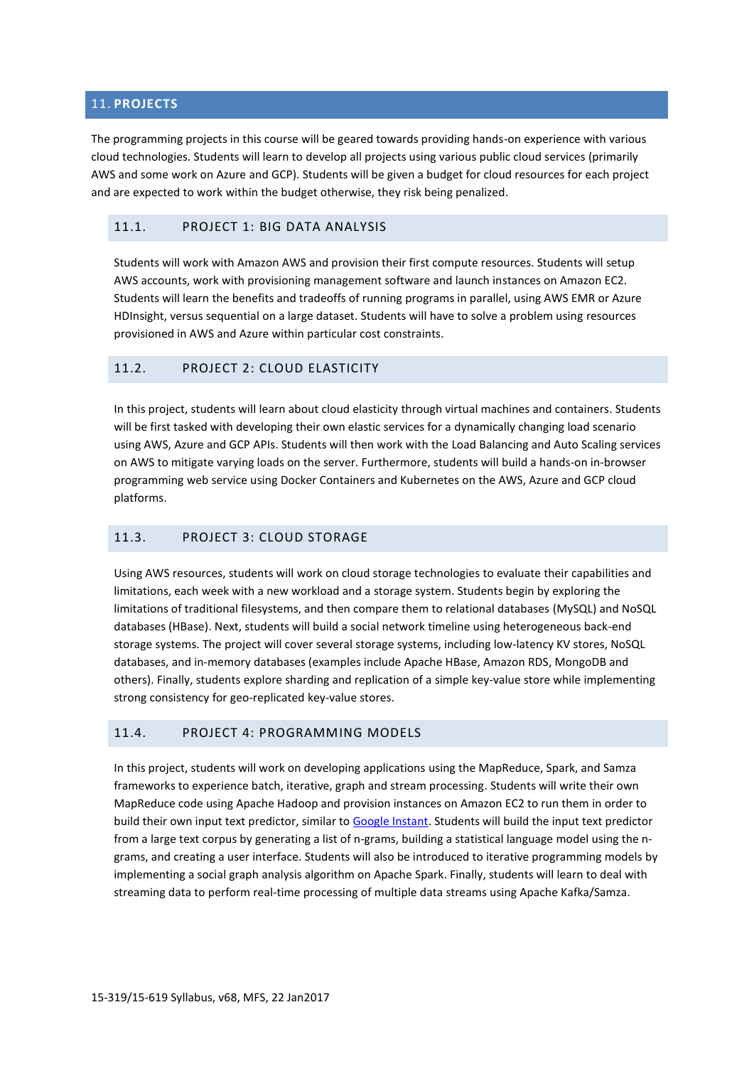## 11. PROJECTS

The programming projects in this course will be geared towards providing hands-on experience with various cloud technologies. Students will learn to develop all projects using various public cloud services (primarily AWS and some work on Azure and GCP). Students will be given a budget for cloud resources for each project and are expected to work within the budget otherwise, they risk being penalized.

### 11.1. PROJECT 1: BIG DATA ANALYSIS

Students will work with Amazon AWS and provision their first compute resources. Students will setup AWS accounts, work with provisioning management software and launch instances on Amazon EC2. Students will learn the benefits and tradeoffs of running programs in parallel, using AWS EMR or Azure HDInsight, versus sequential on a large dataset. Students will have to solve a problem using resources provisioned in AWS and Azure within particular cost constraints.

### 11.2. PROJECT 2: CLOUD ELASTICITY

In this project, students will learn about cloud elasticity through virtual machines and containers. Students will be first tasked with developing their own elastic services for a dynamically changing load scenario using AWS, Azure and GCP APIs. Students will then work with the Load Balancing and Auto Scaling services on AWS to mitigate varying loads on the server. Furthermore, students will build a hands-on in-browser programming web service using Docker Containers and Kubernetes on the AWS, Azure and GCP cloud platforms.

### 11.3. PROJECT 3: CLOUD STORAGE

Using AWS resources, students will work on cloud storage technologies to evaluate their capabilities and limitations, each week with a new workload and a storage system. Students begin by exploring the limitations of traditional filesystems, and then compare them to relational databases (MySQL) and NoSQL databases (HBase). Next, students will build a social network timeline using heterogeneous back-end storage systems. The project will cover several storage systems, including low-latency KV stores, NoSQL databases, and in-memory databases (examples include Apache HBase, Amazon RDS, MongoDB and others). Finally, students explore sharding and replication of a simple key-value store while implementing strong consistency for geo-replicated key-value stores.

### 11.4. PROJECT 4: PROGRAMMING MODELS

In this project, students will work on developing applications using the MapReduce, Spark, and Samza frameworks to experience batch, iterative, graph and stream processing. Students will write their own MapReduce code using Apache Hadoop and provision instances on Amazon EC2 to run them in order to build their own input text predictor, similar to [Google Instant](). Students will build the input text predictor from a large text corpus by generating a list of n-grams, building a statistical language model using the n-grams, and creating a user interface. Students will also be introduced to iterative programming models by implementing a social graph analysis algorithm on Apache Spark. Finally, students will learn to deal with streaming data to perform real-time processing of multiple data streams using Apache Kafka/Samza.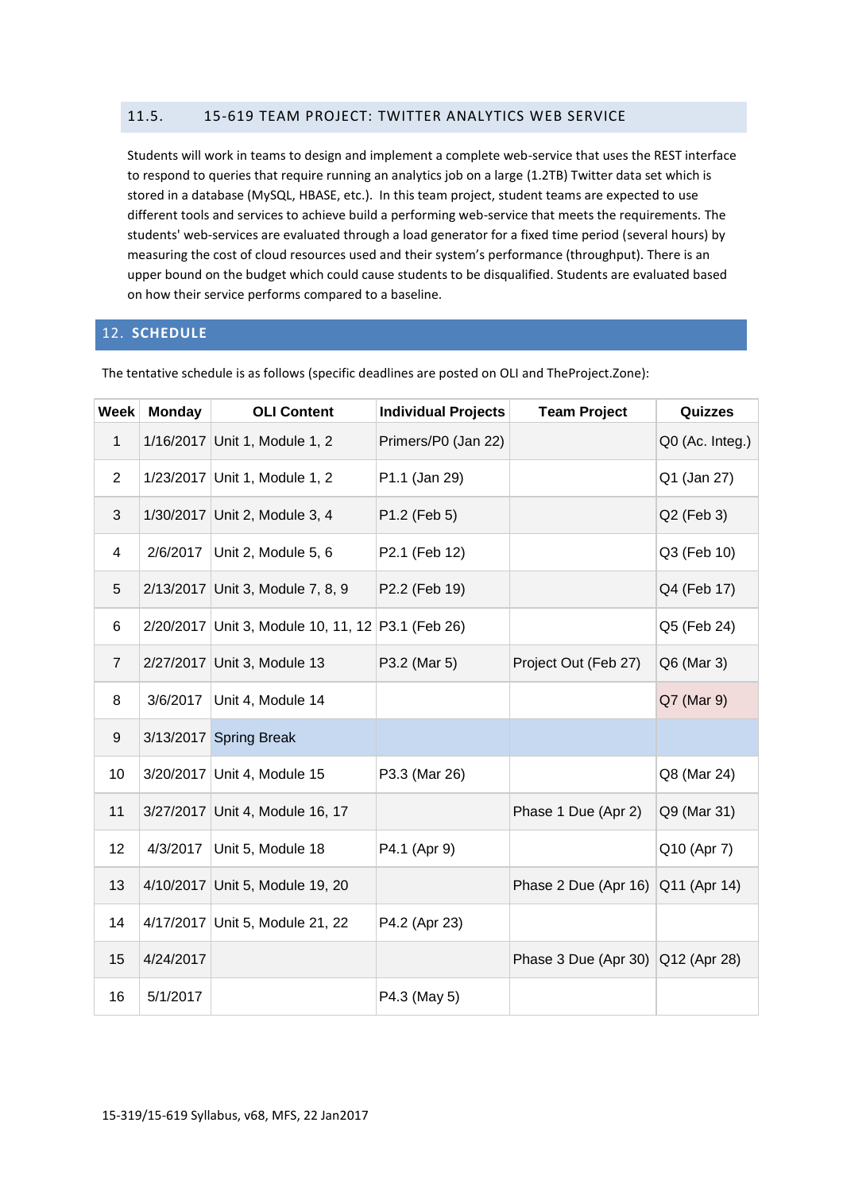### 11.5. 15-619 TEAM PROJECT: TWITTER ANALYTICS WEB SERVICE

Students will work in teams to design and implement a complete web-service that uses the REST interface to respond to queries that require running an analytics job on a large (1.2TB) Twitter data set which is stored in a database (MySQL, HBASE, etc.). In this team project, student teams are expected to use different tools and services to achieve build a performing web-service that meets the requirements. The students' web-services are evaluated through a load generator for a fixed time period (several hours) by measuring the cost of cloud resources used and their system's performance (throughput). There is an upper bound on the budget which could cause students to be disqualified. Students are evaluated based on how their service performs compared to a baseline.

## 12. SCHEDULE

The tentative schedule is as follows (specific deadlines are posted on OLI and TheProject.Zone):

| Week | Monday | OLI Content | Individual Projects | Team Project | Quizzes |
|---|---|---|---|---|---|
| 1 | 1/16/2017 | Unit 1, Module 1, 2 | Primers/P0 (Jan 22) | | Q0 (Ac. Integ.) |
| 2 | 1/23/2017 | Unit 1, Module 1, 2 | P1.1 (Jan 29) | | Q1 (Jan 27) |
| 3 | 1/30/2017 | Unit 2, Module 3, 4 | P1.2 (Feb 5) | | Q2 (Feb 3) |
| 4 | 2/6/2017 | Unit 2, Module 5, 6 | P2.1 (Feb 12) | | Q3 (Feb 10) |
| 5 | 2/13/2017 | Unit 3, Module 7, 8, 9 | P2.2 (Feb 19) | | Q4 (Feb 17) |
| 6 | 2/20/2017 | Unit 3, Module 10, 11, 12 | P3.1 (Feb 26) | | Q5 (Feb 24) |
| 7 | 2/27/2017 | Unit 3, Module 13 | P3.2 (Mar 5) | Project Out (Feb 27) | Q6 (Mar 3) |
| 8 | 3/6/2017 | Unit 4, Module 14 | | | Q7 (Mar 9) |
| 9 | 3/13/2017 | Spring Break | | | |
| 10 | 3/20/2017 | Unit 4, Module 15 | P3.3 (Mar 26) | | Q8 (Mar 24) |
| 11 | 3/27/2017 | Unit 4, Module 16, 17 | | Phase 1 Due (Apr 2) | Q9 (Mar 31) |
| 12 | 4/3/2017 | Unit 5, Module 18 | P4.1 (Apr 9) | | Q10 (Apr 7) |
| 13 | 4/10/2017 | Unit 5, Module 19, 20 | | Phase 2 Due (Apr 16) | Q11 (Apr 14) |
| 14 | 4/17/2017 | Unit 5, Module 21, 22 | P4.2 (Apr 23) | | |
| 15 | 4/24/2017 | | | Phase 3 Due (Apr 30) | Q12 (Apr 28) |
| 16 | 5/1/2017 | | P4.3 (May 5) | | |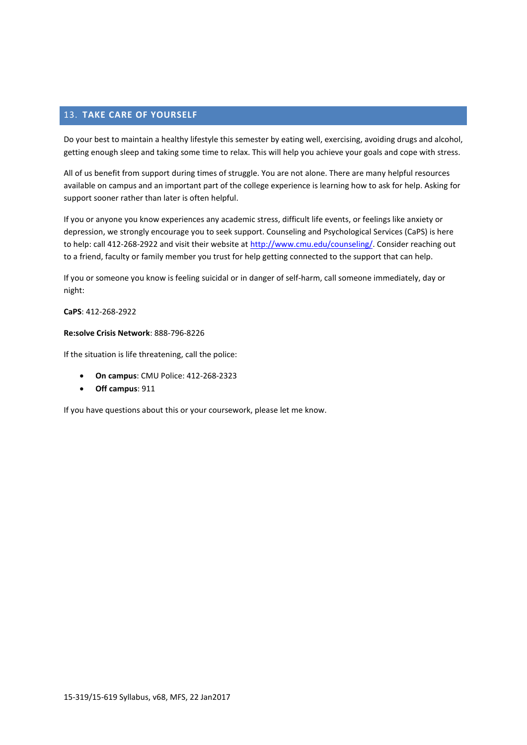## 13. TAKE CARE OF YOURSELF

Do your best to maintain a healthy lifestyle this semester by eating well, exercising, avoiding drugs and alcohol, getting enough sleep and taking some time to relax. This will help you achieve your goals and cope with stress.

All of us benefit from support during times of struggle. You are not alone. There are many helpful resources available on campus and an important part of the college experience is learning how to ask for help. Asking for support sooner rather than later is often helpful.

If you or anyone you know experiences any academic stress, difficult life events, or feelings like anxiety or depression, we strongly encourage you to seek support. Counseling and Psychological Services (CaPS) is here to help: call 412-268-2922 and visit their website at http://www.cmu.edu/counseling/. Consider reaching out to a friend, faculty or family member you trust for help getting connected to the support that can help.

If you or someone you know is feeling suicidal or in danger of self-harm, call someone immediately, day or night:

**CaPS**: 412-268-2922

**Re:solve Crisis Network**: 888-796-8226

If the situation is life threatening, call the police:

- **On campus**: CMU Police: 412-268-2323
- **Off campus**: 911

If you have questions about this or your coursework, please let me know.